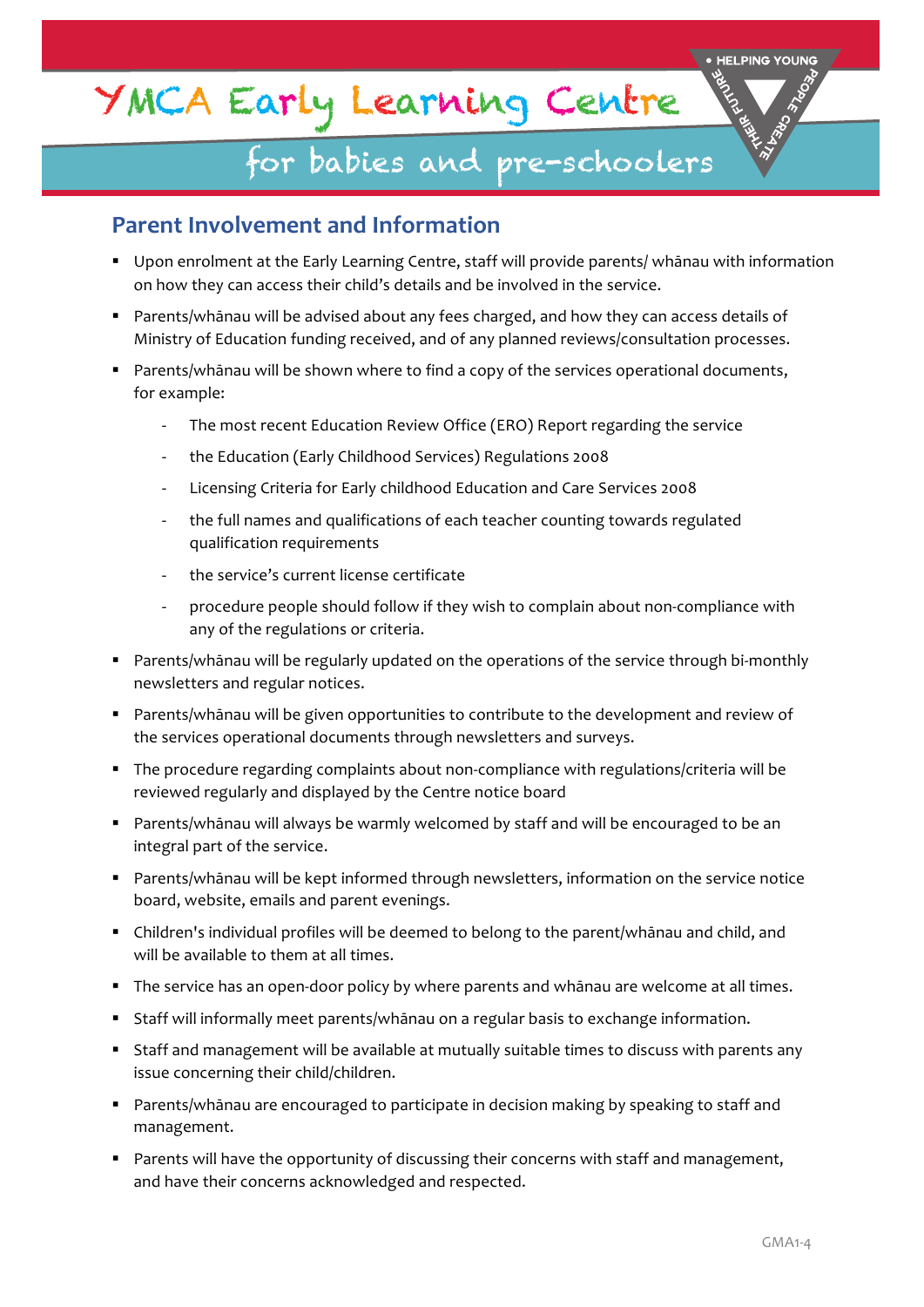# YMCA Early Learning Centre

## for babies and pre-schoolers

## Parent Involvement and Information

- Upon enrolment at the Early Learning Centre, staff will provide parents/ whānau with information on how they can access their child's details and be involved in the service.
- Parents/whānau will be advised about any fees charged, and how they can access details of Ministry of Education funding received, and of any planned reviews/consultation processes.
- Parents/whānau will be shown where to find a copy of the services operational documents, for example:
  - The most recent Education Review Office (ERO) Report regarding the service
  - the Education (Early Childhood Services) Regulations 2008
  - Licensing Criteria for Early childhood Education and Care Services 2008
  - the full names and qualifications of each teacher counting towards regulated qualification requirements
  - the service's current license certificate
  - procedure people should follow if they wish to complain about non-compliance with any of the regulations or criteria.
- Parents/whānau will be regularly updated on the operations of the service through bi-monthly newsletters and regular notices.
- Parents/whānau will be given opportunities to contribute to the development and review of the services operational documents through newsletters and surveys.
- The procedure regarding complaints about non-compliance with regulations/criteria will be reviewed regularly and displayed by the Centre notice board
- Parents/whānau will always be warmly welcomed by staff and will be encouraged to be an integral part of the service.
- Parents/whānau will be kept informed through newsletters, information on the service notice board, website, emails and parent evenings.
- Children's individual profiles will be deemed to belong to the parent/whānau and child, and will be available to them at all times.
- The service has an open-door policy by where parents and whānau are welcome at all times.
- Staff will informally meet parents/whānau on a regular basis to exchange information.
- Staff and management will be available at mutually suitable times to discuss with parents any issue concerning their child/children.
- Parents/whānau are encouraged to participate in decision making by speaking to staff and management.
- Parents will have the opportunity of discussing their concerns with staff and management, and have their concerns acknowledged and respected.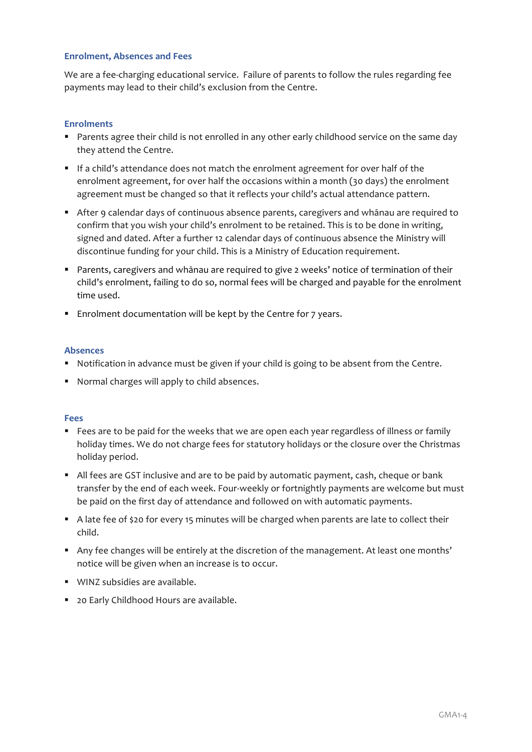## Enrolment, Absences and Fees

We are a fee-charging educational service. Failure of parents to follow the rules regarding fee payments may lead to their child's exclusion from the Centre.

### Enrolments

- Parents agree their child is not enrolled in any other early childhood service on the same day they attend the Centre.
- If a child's attendance does not match the enrolment agreement for over half of the enrolment agreement, for over half the occasions within a month (30 days) the enrolment agreement must be changed so that it reflects your child's actual attendance pattern.
- After 9 calendar days of continuous absence parents, caregivers and whānau are required to confirm that you wish your child's enrolment to be retained. This is to be done in writing, signed and dated. After a further 12 calendar days of continuous absence the Ministry will discontinue funding for your child. This is a Ministry of Education requirement.
- Parents, caregivers and whānau are required to give 2 weeks' notice of termination of their child's enrolment, failing to do so, normal fees will be charged and payable for the enrolment time used.
- Enrolment documentation will be kept by the Centre for 7 years.

### Absences

- Notification in advance must be given if your child is going to be absent from the Centre.
- Normal charges will apply to child absences.

### Fees

- Fees are to be paid for the weeks that we are open each year regardless of illness or family holiday times. We do not charge fees for statutory holidays or the closure over the Christmas holiday period.
- All fees are GST inclusive and are to be paid by automatic payment, cash, cheque or bank transfer by the end of each week. Four-weekly or fortnightly payments are welcome but must be paid on the first day of attendance and followed on with automatic payments.
- A late fee of $20 for every 15 minutes will be charged when parents are late to collect their child.
- Any fee changes will be entirely at the discretion of the management. At least one months' notice will be given when an increase is to occur.
- WINZ subsidies are available.
- 20 Early Childhood Hours are available.